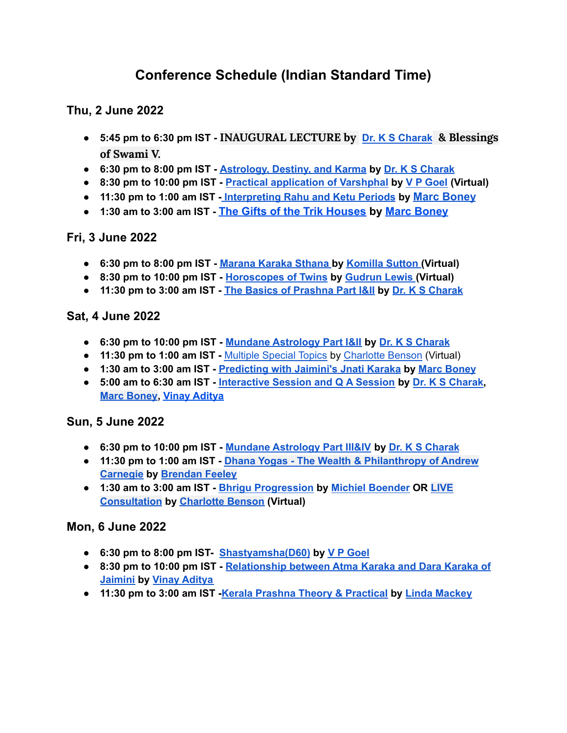# Conference Schedule (Indian Standard Time)

## Thu, 2 June 2022

- **5:45 pm to 6:30 pm IST - INAUGURAL LECTURE by Dr. K S Charak & Blessings of Swami V.**
- **6:30 pm to 8:00 pm IST - Astrology, Destiny, and Karma by Dr. K S Charak**
- **8:30 pm to 10:00 pm IST - Practical application of Varshphal by V P Goel (Virtual)**
- **11:30 pm to 1:00 am IST - Interpreting Rahu and Ketu Periods by Marc Boney**
- **1:30 am to 3:00 am IST - The Gifts of the Trik Houses by Marc Boney**

## Fri, 3 June 2022

- **6:30 pm to 8:00 pm IST - Marana Karaka Sthana by Komilla Sutton (Virtual)**
- **8:30 pm to 10:00 pm IST - Horoscopes of Twins by Gudrun Lewis (Virtual)**
- **11:30 pm to 3:00 am IST - The Basics of Prashna Part I&II by Dr. K S Charak**

## Sat, 4 June 2022

- **6:30 pm to 10:00 pm IST - Mundane Astrology Part I&II by Dr. K S Charak**
- **11:30 pm to 1:00 am IST -** Multiple Special Topics by Charlotte Benson (Virtual)
- **1:30 am to 3:00 am IST - Predicting with Jaimini's Jnati Karaka by Marc Boney**
- **5:00 am to 6:30 am IST - Interactive Session and Q A Session by Dr. K S Charak, Marc Boney, Vinay Aditya**

## Sun, 5 June 2022

- **6:30 pm to 10:00 pm IST - Mundane Astrology Part III&IV by Dr. K S Charak**
- **11:30 pm to 1:00 am IST - Dhana Yogas - The Wealth & Philanthropy of Andrew Carnegie by Brendan Feeley**
- **1:30 am to 3:00 am IST - Bhrigu Progression by Michiel Boender OR LIVE Consultation by Charlotte Benson (Virtual)**

## Mon, 6 June 2022

- **6:30 pm to 8:00 pm IST- Shastyamsha(D60) by V P Goel**
- **8:30 pm to 10:00 pm IST - Relationship between Atma Karaka and Dara Karaka of Jaimini by Vinay Aditya**
- **11:30 pm to 3:00 am IST -Kerala Prashna Theory & Practical by Linda Mackey**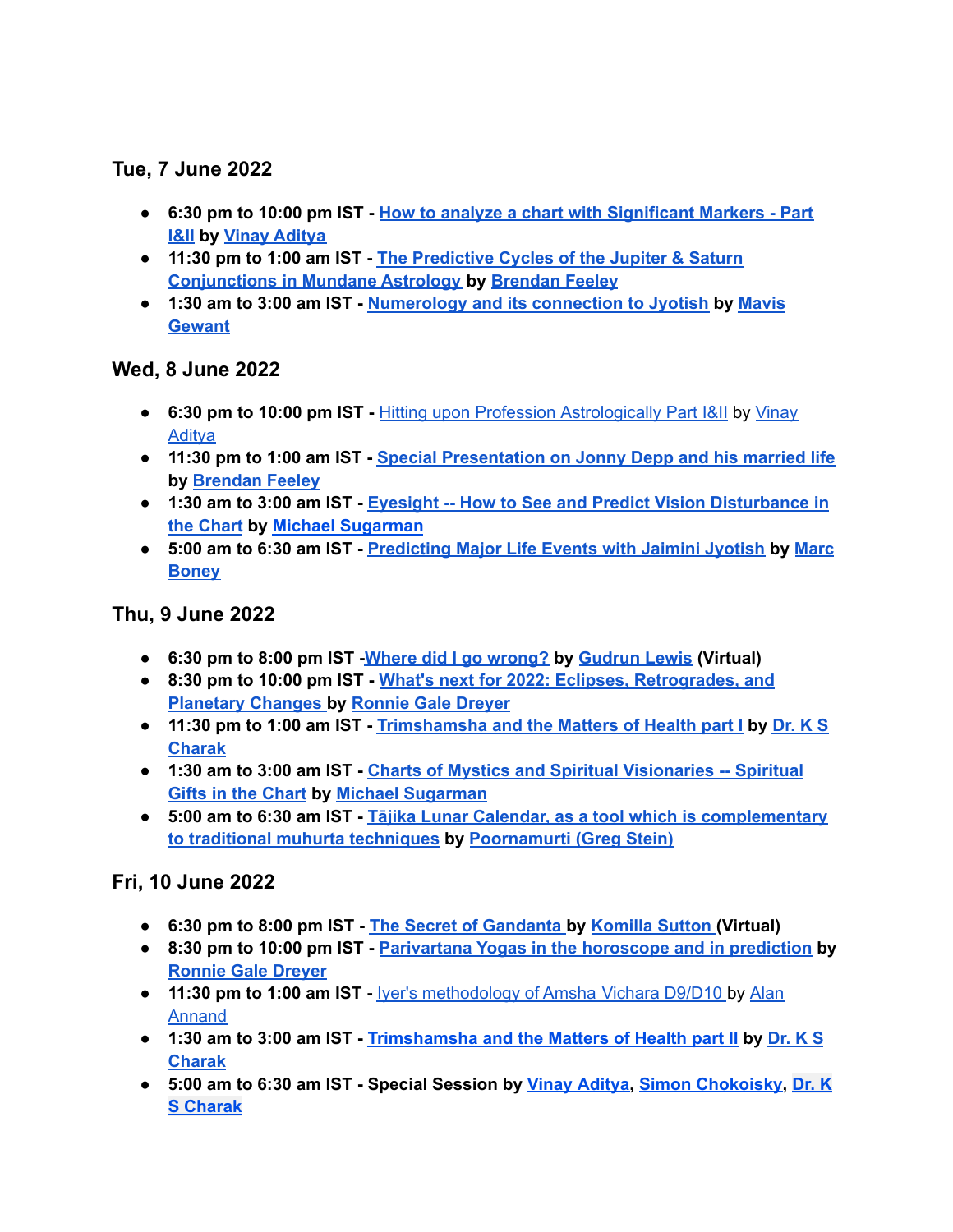### Tue, 7 June 2022

- **6:30 pm to 10:00 pm IST - How to analyze a chart with Significant Markers - Part I&II by Vinay Aditya**
- **11:30 pm to 1:00 am IST - The Predictive Cycles of the Jupiter & Saturn Conjunctions in Mundane Astrology by Brendan Feeley**
- **1:30 am to 3:00 am IST - Numerology and its connection to Jyotish by Mavis Gewant**

### Wed, 8 June 2022

- **6:30 pm to 10:00 pm IST -** Hitting upon Profession Astrologically Part I&II by Vinay Aditya
- **11:30 pm to 1:00 am IST - Special Presentation on Jonny Depp and his married life by Brendan Feeley**
- **1:30 am to 3:00 am IST - Eyesight -- How to See and Predict Vision Disturbance in the Chart by Michael Sugarman**
- **5:00 am to 6:30 am IST - Predicting Major Life Events with Jaimini Jyotish by Marc Boney**

### Thu, 9 June 2022

- **6:30 pm to 8:00 pm IST -Where did I go wrong? by Gudrun Lewis (Virtual)**
- **8:30 pm to 10:00 pm IST - What's next for 2022: Eclipses, Retrogrades, and Planetary Changes by Ronnie Gale Dreyer**
- **11:30 pm to 1:00 am IST - Trimshamsha and the Matters of Health part I by Dr. K S Charak**
- **1:30 am to 3:00 am IST - Charts of Mystics and Spiritual Visionaries -- Spiritual Gifts in the Chart by Michael Sugarman**
- **5:00 am to 6:30 am IST - Tājika Lunar Calendar, as a tool which is complementary to traditional muhurta techniques by Poornamurti (Greg Stein)**

### Fri, 10 June 2022

- **6:30 pm to 8:00 pm IST - The Secret of Gandanta by Komilla Sutton (Virtual)**
- **8:30 pm to 10:00 pm IST - Parivartana Yogas in the horoscope and in prediction by Ronnie Gale Dreyer**
- **11:30 pm to 1:00 am IST -** Iyer's methodology of Amsha Vichara D9/D10 by Alan Annand
- **1:30 am to 3:00 am IST - Trimshamsha and the Matters of Health part II by Dr. K S Charak**
- **5:00 am to 6:30 am IST - Special Session by Vinay Aditya, Simon Chokoisky, Dr. K S Charak**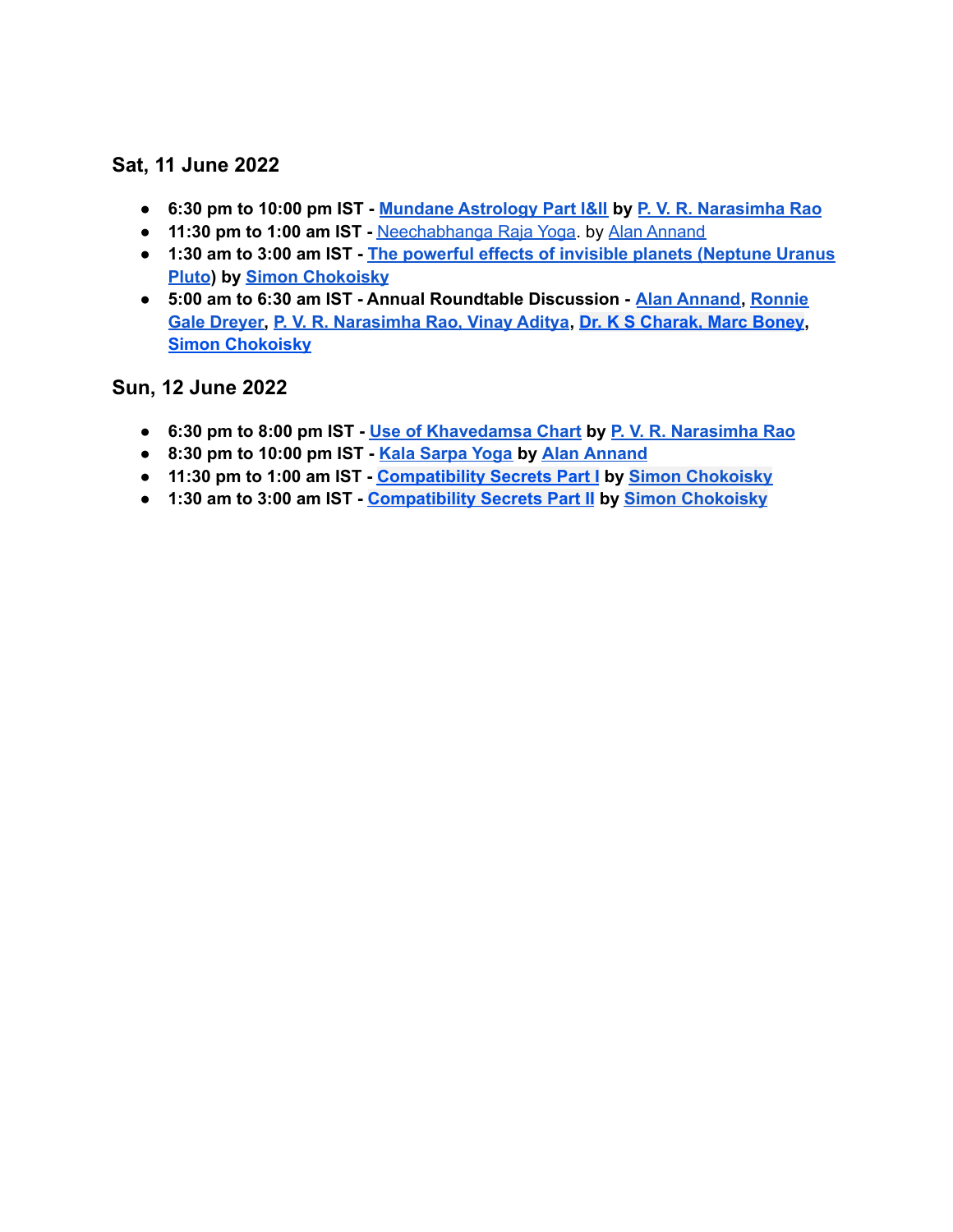### Sat, 11 June 2022

- **6:30 pm to 10:00 pm IST - Mundane Astrology Part I&II by P. V. R. Narasimha Rao**
- **11:30 pm to 1:00 am IST -** Neechabhanga Raja Yoga. by Alan Annand
- **1:30 am to 3:00 am IST - The powerful effects of invisible planets (Neptune Uranus Pluto) by Simon Chokoisky**
- **5:00 am to 6:30 am IST - Annual Roundtable Discussion - Alan Annand, Ronnie Gale Dreyer, P. V. R. Narasimha Rao, Vinay Aditya, Dr. K S Charak, Marc Boney, Simon Chokoisky**

### Sun, 12 June 2022

- **6:30 pm to 8:00 pm IST - Use of Khavedamsa Chart by P. V. R. Narasimha Rao**
- **8:30 pm to 10:00 pm IST - Kala Sarpa Yoga by Alan Annand**
- **11:30 pm to 1:00 am IST - Compatibility Secrets Part I by Simon Chokoisky**
- **1:30 am to 3:00 am IST - Compatibility Secrets Part II by Simon Chokoisky**